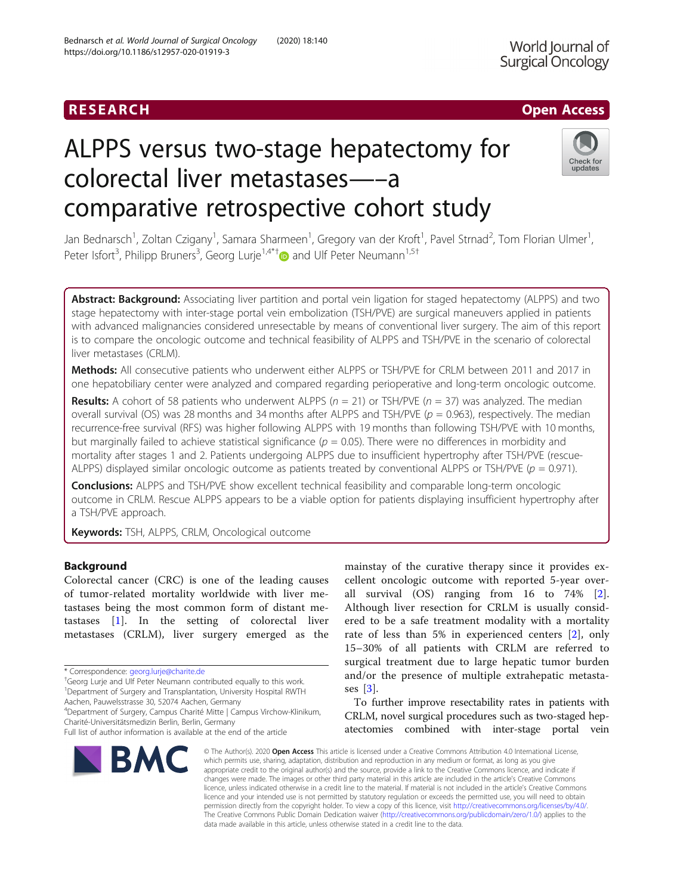RESEARCH Open Access

# ALPPS versus two-stage hepatectomy for colorectal liver metastases—–a comparative retrospective cohort study

Jan Bednarsch[1], Zoltan Czigany[1], Samara Sharmeen[1], Gregory van der Kroft[1], Pavel Strnad[2], Tom Florian Ulmer[1], Peter Isfort[3], Philipp Bruners[3], Georg Lurje[1,4*†] and Ulf Peter Neumann[1,5†]

**Abstract: Background:** Associating liver partition and portal vein ligation for staged hepatectomy (ALPPS) and two stage hepatectomy with inter-stage portal vein embolization (TSH/PVE) are surgical maneuvers applied in patients with advanced malignancies considered unresectable by means of conventional liver surgery. The aim of this report is to compare the oncologic outcome and technical feasibility of ALPPS and TSH/PVE in the scenario of colorectal liver metastases (CRLM).

**Methods:** All consecutive patients who underwent either ALPPS or TSH/PVE for CRLM between 2011 and 2017 in one hepatobiliary center were analyzed and compared regarding perioperative and long-term oncologic outcome.

**Results:** A cohort of 58 patients who underwent ALPPS ($n = 21$) or TSH/PVE ($n = 37$) was analyzed. The median overall survival (OS) was 28 months and 34 months after ALPPS and TSH/PVE ($p = 0.963$), respectively. The median recurrence-free survival (RFS) was higher following ALPPS with 19 months than following TSH/PVE with 10 months, but marginally failed to achieve statistical significance ($p = 0.05$). There were no differences in morbidity and mortality after stages 1 and 2. Patients undergoing ALPPS due to insufficient hypertrophy after TSH/PVE (rescue-ALPPS) displayed similar oncologic outcome as patients treated by conventional ALPPS or TSH/PVE ($p = 0.971$).

**Conclusions:** ALPPS and TSH/PVE show excellent technical feasibility and comparable long-term oncologic outcome in CRLM. Rescue ALPPS appears to be a viable option for patients displaying insufficient hypertrophy after a TSH/PVE approach.

**Keywords:** TSH, ALPPS, CRLM, Oncological outcome

## Background

Colorectal cancer (CRC) is one of the leading causes of tumor-related mortality worldwide with liver metastases being the most common form of distant metastases [1]. In the setting of colorectal liver metastases (CRLM), liver surgery emerged as the mainstay of the curative therapy since it provides excellent oncologic outcome with reported 5-year overall survival (OS) ranging from 16 to 74% [2]. Although liver resection for CRLM is usually considered to be a safe treatment modality with a mortality rate of less than 5% in experienced centers [2], only 15–30% of all patients with CRLM are referred to surgical treatment due to large hepatic tumor burden and/or the presence of multiple extrahepatic metastases [3].

To further improve resectability rates in patients with CRLM, novel surgical procedures such as two-staged hepatectomies combined with inter-stage portal vein

* Correspondence: georg.lurje@charite.de
†Georg Lurje and Ulf Peter Neumann contributed equally to this work.
[1]Department of Surgery and Transplantation, University Hospital RWTH Aachen, Pauwelsstrasse 30, 52074 Aachen, Germany
[4]Department of Surgery, Campus Charité Mitte | Campus Virchow-Klinikum, Charité-Universitätsmedizin Berlin, Berlin, Germany
Full list of author information is available at the end of the article

© The Author(s). 2020 **Open Access** This article is licensed under a Creative Commons Attribution 4.0 International License, which permits use, sharing, adaptation, distribution and reproduction in any medium or format, as long as you give appropriate credit to the original author(s) and the source, provide a link to the Creative Commons licence, and indicate if changes were made. The images or other third party material in this article are included in the article's Creative Commons licence, unless indicated otherwise in a credit line to the material. If material is not included in the article's Creative Commons licence and your intended use is not permitted by statutory regulation or exceeds the permitted use, you will need to obtain permission directly from the copyright holder. To view a copy of this licence, visit http://creativecommons.org/licenses/by/4.0/. The Creative Commons Public Domain Dedication waiver (http://creativecommons.org/publicdomain/zero/1.0/) applies to the data made available in this article, unless otherwise stated in a credit line to the data.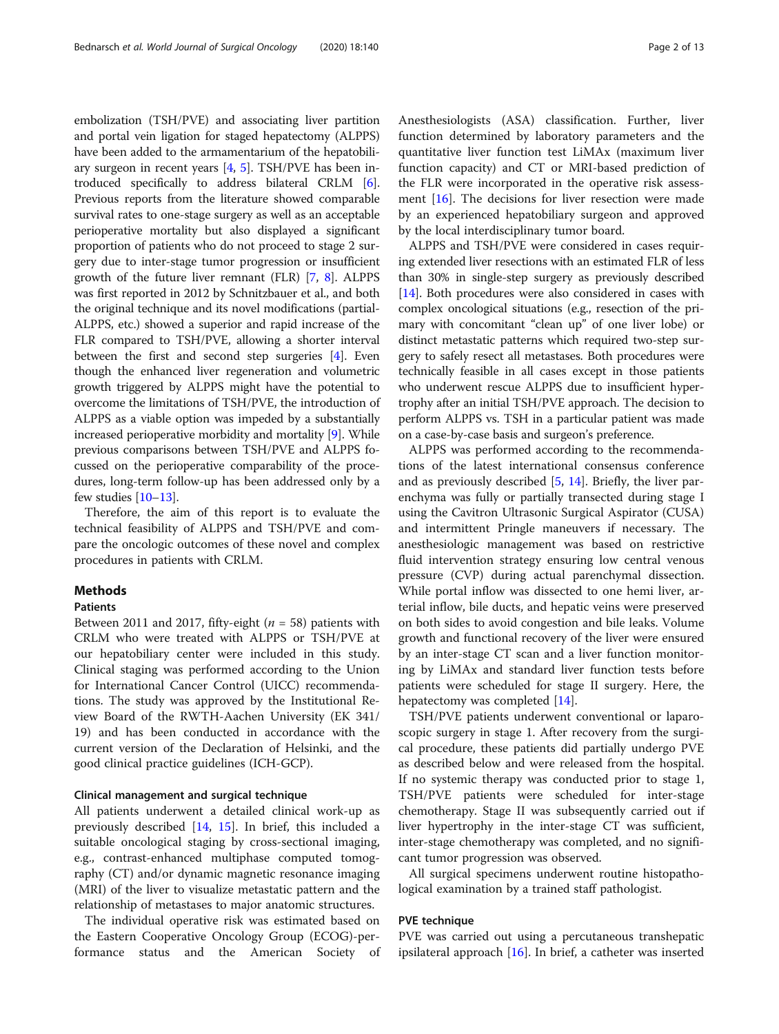embolization (TSH/PVE) and associating liver partition and portal vein ligation for staged hepatectomy (ALPPS) have been added to the armamentarium of the hepatobiliary surgeon in recent years [4, 5]. TSH/PVE has been introduced specifically to address bilateral CRLM [6]. Previous reports from the literature showed comparable survival rates to one-stage surgery as well as an acceptable perioperative mortality but also displayed a significant proportion of patients who do not proceed to stage 2 surgery due to inter-stage tumor progression or insufficient growth of the future liver remnant (FLR) [7, 8]. ALPPS was first reported in 2012 by Schnitzbauer et al., and both the original technique and its novel modifications (partial-ALPPS, etc.) showed a superior and rapid increase of the FLR compared to TSH/PVE, allowing a shorter interval between the first and second step surgeries [4]. Even though the enhanced liver regeneration and volumetric growth triggered by ALPPS might have the potential to overcome the limitations of TSH/PVE, the introduction of ALPPS as a viable option was impeded by a substantially increased perioperative morbidity and mortality [9]. While previous comparisons between TSH/PVE and ALPPS focussed on the perioperative comparability of the procedures, long-term follow-up has been addressed only by a few studies [10–13].

Therefore, the aim of this report is to evaluate the technical feasibility of ALPPS and TSH/PVE and compare the oncologic outcomes of these novel and complex procedures in patients with CRLM.

## Methods

### Patients

Between 2011 and 2017, fifty-eight ($n = 58$) patients with CRLM who were treated with ALPPS or TSH/PVE at our hepatobiliary center were included in this study. Clinical staging was performed according to the Union for International Cancer Control (UICC) recommendations. The study was approved by the Institutional Review Board of the RWTH-Aachen University (EK 341/19) and has been conducted in accordance with the current version of the Declaration of Helsinki, and the good clinical practice guidelines (ICH-GCP).

### Clinical management and surgical technique

All patients underwent a detailed clinical work-up as previously described [14, 15]. In brief, this included a suitable oncological staging by cross-sectional imaging, e.g., contrast-enhanced multiphase computed tomography (CT) and/or dynamic magnetic resonance imaging (MRI) of the liver to visualize metastatic pattern and the relationship of metastases to major anatomic structures.

The individual operative risk was estimated based on the Eastern Cooperative Oncology Group (ECOG)-performance status and the American Society of Anesthesiologists (ASA) classification. Further, liver function determined by laboratory parameters and the quantitative liver function test LiMAx (maximum liver function capacity) and CT or MRI-based prediction of the FLR were incorporated in the operative risk assessment [16]. The decisions for liver resection were made by an experienced hepatobiliary surgeon and approved by the local interdisciplinary tumor board.

ALPPS and TSH/PVE were considered in cases requiring extended liver resections with an estimated FLR of less than 30% in single-step surgery as previously described [14]. Both procedures were also considered in cases with complex oncological situations (e.g., resection of the primary with concomitant "clean up" of one liver lobe) or distinct metastatic patterns which required two-step surgery to safely resect all metastases. Both procedures were technically feasible in all cases except in those patients who underwent rescue ALPPS due to insufficient hypertrophy after an initial TSH/PVE approach. The decision to perform ALPPS vs. TSH in a particular patient was made on a case-by-case basis and surgeon's preference.

ALPPS was performed according to the recommendations of the latest international consensus conference and as previously described [5, 14]. Briefly, the liver parenchyma was fully or partially transected during stage I using the Cavitron Ultrasonic Surgical Aspirator (CUSA) and intermittent Pringle maneuvers if necessary. The anesthesiologic management was based on restrictive fluid intervention strategy ensuring low central venous pressure (CVP) during actual parenchymal dissection. While portal inflow was dissected to one hemi liver, arterial inflow, bile ducts, and hepatic veins were preserved on both sides to avoid congestion and bile leaks. Volume growth and functional recovery of the liver were ensured by an inter-stage CT scan and a liver function monitoring by LiMAx and standard liver function tests before patients were scheduled for stage II surgery. Here, the hepatectomy was completed [14].

TSH/PVE patients underwent conventional or laparoscopic surgery in stage 1. After recovery from the surgical procedure, these patients did partially undergo PVE as described below and were released from the hospital. If no systemic therapy was conducted prior to stage 1, TSH/PVE patients were scheduled for inter-stage chemotherapy. Stage II was subsequently carried out if liver hypertrophy in the inter-stage CT was sufficient, inter-stage chemotherapy was completed, and no significant tumor progression was observed.

All surgical specimens underwent routine histopathological examination by a trained staff pathologist.

### PVE technique

PVE was carried out using a percutaneous transhepatic ipsilateral approach [16]. In brief, a catheter was inserted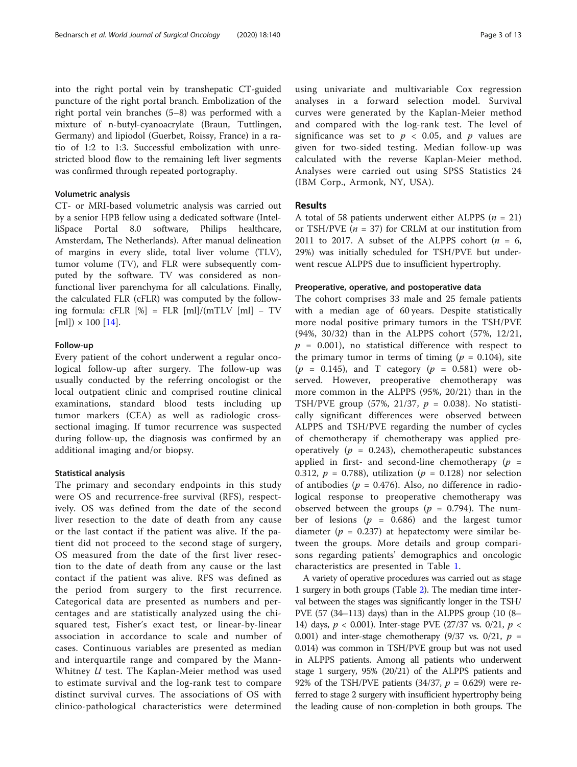into the right portal vein by transhepatic CT-guided puncture of the right portal branch. Embolization of the right portal vein branches (5–8) was performed with a mixture of n-butyl-cyanoacrylate (Braun, Tuttlingen, Germany) and lipiodol (Guerbet, Roissy, France) in a ratio of 1:2 to 1:3. Successful embolization with unrestricted blood flow to the remaining left liver segments was confirmed through repeated portography.

#### Volumetric analysis

CT- or MRI-based volumetric analysis was carried out by a senior HPB fellow using a dedicated software (IntelliSpace Portal 8.0 software, Philips healthcare, Amsterdam, The Netherlands). After manual delineation of margins in every slide, total liver volume (TLV), tumor volume (TV), and FLR were subsequently computed by the software. TV was considered as non-functional liver parenchyma for all calculations. Finally, the calculated FLR (cFLR) was computed by the following formula: cFLR [%] = FLR [ml]/(mTLV [ml] − TV [ml]) × 100 [14].

#### Follow-up

Every patient of the cohort underwent a regular oncological follow-up after surgery. The follow-up was usually conducted by the referring oncologist or the local outpatient clinic and comprised routine clinical examinations, standard blood tests including up tumor markers (CEA) as well as radiologic cross-sectional imaging. If tumor recurrence was suspected during follow-up, the diagnosis was confirmed by an additional imaging and/or biopsy.

#### Statistical analysis

The primary and secondary endpoints in this study were OS and recurrence-free survival (RFS), respectively. OS was defined from the date of the second liver resection to the date of death from any cause or the last contact if the patient was alive. If the patient did not proceed to the second stage of surgery, OS measured from the date of the first liver resection to the date of death from any cause or the last contact if the patient was alive. RFS was defined as the period from surgery to the first recurrence. Categorical data are presented as numbers and percentages and are statistically analyzed using the chi-squared test, Fisher's exact test, or linear-by-linear association in accordance to scale and number of cases. Continuous variables are presented as median and interquartile range and compared by the Mann-Whitney *U* test. The Kaplan-Meier method was used to estimate survival and the log-rank test to compare distinct survival curves. The associations of OS with clinico-pathological characteristics were determined using univariate and multivariable Cox regression analyses in a forward selection model. Survival curves were generated by the Kaplan-Meier method and compared with the log-rank test. The level of significance was set to $p < 0.05$, and $p$ values are given for two-sided testing. Median follow-up was calculated with the reverse Kaplan-Meier method. Analyses were carried out using SPSS Statistics 24 (IBM Corp., Armonk, NY, USA).

## Results

A total of 58 patients underwent either ALPPS ($n = 21$) or TSH/PVE ($n = 37$) for CRLM at our institution from 2011 to 2017. A subset of the ALPPS cohort ($n = 6$, 29%) was initially scheduled for TSH/PVE but underwent rescue ALPPS due to insufficient hypertrophy.

#### Preoperative, operative, and postoperative data

The cohort comprises 33 male and 25 female patients with a median age of 60 years. Despite statistically more nodal positive primary tumors in the TSH/PVE (94%, 30/32) than in the ALPPS cohort (57%, 12/21, $p = 0.001$), no statistical difference with respect to the primary tumor in terms of timing ($p = 0.104$), site ($p = 0.145$), and T category ($p = 0.581$) were observed. However, preoperative chemotherapy was more common in the ALPPS (95%, 20/21) than in the TSH/PVE group (57%, 21/37, $p = 0.038$). No statistically significant differences were observed between ALPPS and TSH/PVE regarding the number of cycles of chemotherapy if chemotherapy was applied preoperatively ($p = 0.243$), chemotherapeutic substances applied in first- and second-line chemotherapy ($p = 0.312$, $p = 0.788$), utilization ($p = 0.128$) nor selection of antibodies ($p = 0.476$). Also, no difference in radiological response to preoperative chemotherapy was observed between the groups ($p = 0.794$). The number of lesions ($p = 0.686$) and the largest tumor diameter ($p = 0.237$) at hepatectomy were similar between the groups. More details and group comparisons regarding patients' demographics and oncologic characteristics are presented in Table 1.

A variety of operative procedures was carried out as stage 1 surgery in both groups (Table 2). The median time interval between the stages was significantly longer in the TSH/PVE (57 (34–113) days) than in the ALPPS group (10 (8–14) days, $p < 0.001$). Inter-stage PVE (27/37 vs. 0/21, $p < 0.001$) and inter-stage chemotherapy (9/37 vs. 0/21, $p = 0.014$) was common in TSH/PVE group but was not used in ALPPS patients. Among all patients who underwent stage 1 surgery, 95% (20/21) of the ALPPS patients and 92% of the TSH/PVE patients (34/37, $p = 0.629$) were referred to stage 2 surgery with insufficient hypertrophy being the leading cause of non-completion in both groups. The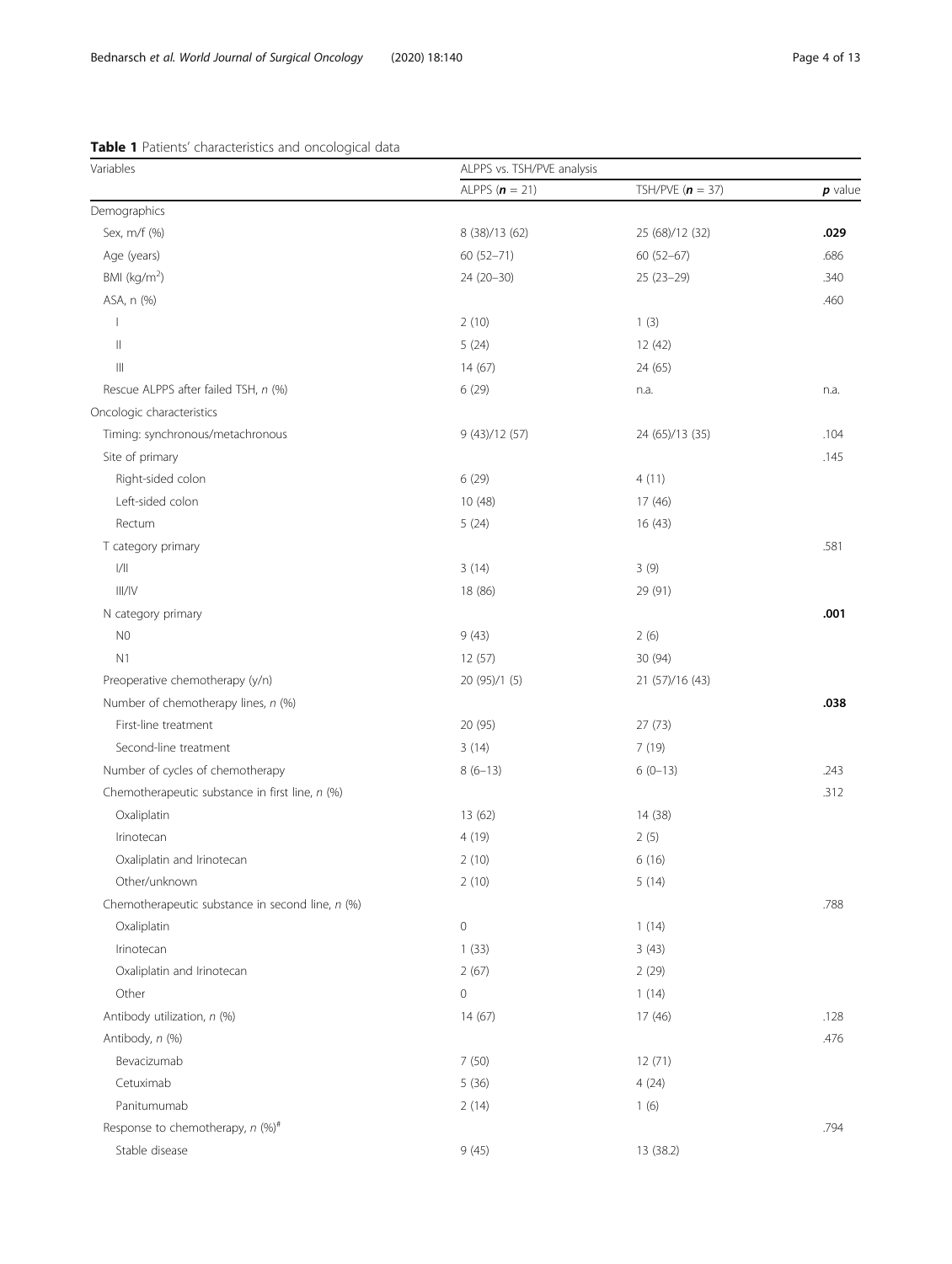**Table 1** Patients' characteristics and oncological data

| Variables | ALPPS vs. TSH/PVE analysis | | |
|---|---|---|---|
| | ALPPS (***n*** = 21) | TSH/PVE (***n*** = 37) | ***p*** value |
| Demographics | | | |
| Sex, m/f (%) | 8 (38)/13 (62) | 25 (68)/12 (32) | **.029** |
| Age (years) | 60 (52–71) | 60 (52–67) | .686 |
| BMI (kg/m$^2$) | 24 (20–30) | 25 (23–29) | .340 |
| ASA, n (%) | | | .460 |
| I | 2 (10) | 1 (3) | |
| II | 5 (24) | 12 (42) | |
| III | 14 (67) | 24 (65) | |
| Rescue ALPPS after failed TSH, *n* (%) | 6 (29) | n.a. | n.a. |
| Oncologic characteristics | | | |
| Timing: synchronous/metachronous | 9 (43)/12 (57) | 24 (65)/13 (35) | .104 |
| Site of primary | | | .145 |
| Right-sided colon | 6 (29) | 4 (11) | |
| Left-sided colon | 10 (48) | 17 (46) | |
| Rectum | 5 (24) | 16 (43) | |
| T category primary | | | .581 |
| I/II | 3 (14) | 3 (9) | |
| III/IV | 18 (86) | 29 (91) | |
| N category primary | | | **.001** |
| N0 | 9 (43) | 2 (6) | |
| N1 | 12 (57) | 30 (94) | |
| Preoperative chemotherapy (y/n) | 20 (95)/1 (5) | 21 (57)/16 (43) | |
| Number of chemotherapy lines, *n* (%) | | | **.038** |
| First-line treatment | 20 (95) | 27 (73) | |
| Second-line treatment | 3 (14) | 7 (19) | |
| Number of cycles of chemotherapy | 8 (6–13) | 6 (0–13) | .243 |
| Chemotherapeutic substance in first line, *n* (%) | | | .312 |
| Oxaliplatin | 13 (62) | 14 (38) | |
| Irinotecan | 4 (19) | 2 (5) | |
| Oxaliplatin and Irinotecan | 2 (10) | 6 (16) | |
| Other/unknown | 2 (10) | 5 (14) | |
| Chemotherapeutic substance in second line, *n* (%) | | | .788 |
| Oxaliplatin | 0 | 1 (14) | |
| Irinotecan | 1 (33) | 3 (43) | |
| Oxaliplatin and Irinotecan | 2 (67) | 2 (29) | |
| Other | 0 | 1 (14) | |
| Antibody utilization, *n* (%) | 14 (67) | 17 (46) | .128 |
| Antibody, *n* (%) | | | .476 |
| Bevacizumab | 7 (50) | 12 (71) | |
| Cetuximab | 5 (36) | 4 (24) | |
| Panitumumab | 2 (14) | 1 (6) | |
| Response to chemotherapy, *n* (%)[#] | | | .794 |
| Stable disease | 9 (45) | 13 (38.2) | |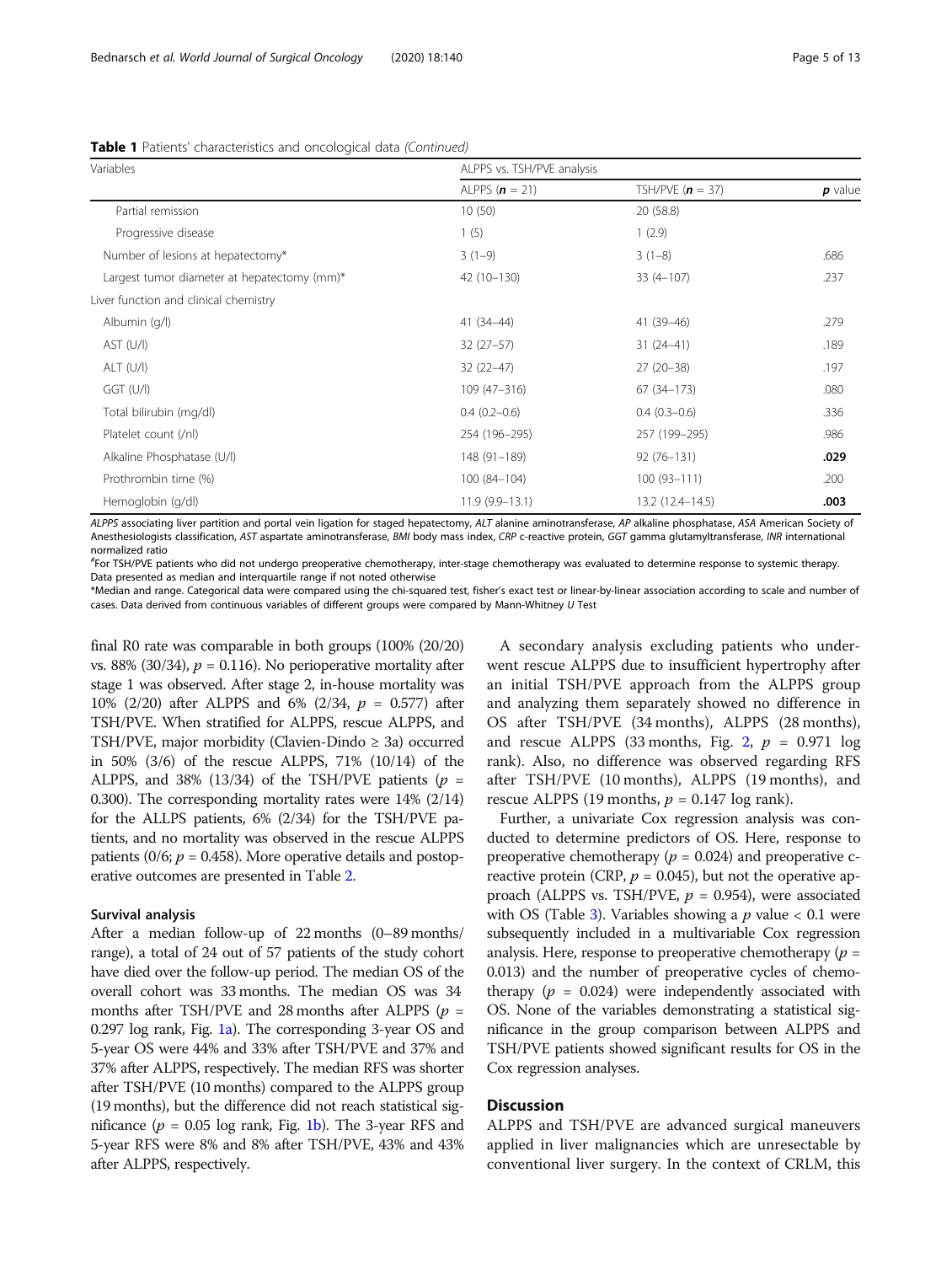**Table 1** Patients' characteristics and oncological data *(Continued)*

| Variables | ALPPS vs. TSH/PVE analysis | | |
|---|---|---|---|
| | ALPPS (***n*** = 21) | TSH/PVE (***n*** = 37) | ***p*** value |
| Partial remission | 10 (50) | 20 (58.8) | |
| Progressive disease | 1 (5) | 1 (2.9) | |
| Number of lesions at hepatectomy* | 3 (1–9) | 3 (1–8) | .686 |
| Largest tumor diameter at hepatectomy (mm)* | 42 (10–130) | 33 (4–107) | .237 |
| Liver function and clinical chemistry | | | |
| Albumin (g/l) | 41 (34–44) | 41 (39–46) | .279 |
| AST (U/l) | 32 (27–57) | 31 (24–41) | .189 |
| ALT (U/l) | 32 (22–47) | 27 (20–38) | .197 |
| GGT (U/l) | 109 (47–316) | 67 (34–173) | .080 |
| Total bilirubin (mg/dl) | 0.4 (0.2–0.6) | 0.4 (0.3–0.6) | .336 |
| Platelet count (/nl) | 254 (196–295) | 257 (199–295) | .986 |
| Alkaline Phosphatase (U/l) | 148 (91–189) | 92 (76–131) | **.029** |
| Prothrombin time (%) | 100 (84–104) | 100 (93–111) | .200 |
| Hemoglobin (g/dl) | 11.9 (9.9–13.1) | 13.2 (12.4–14.5) | **.003** |

*ALPPS* associating liver partition and portal vein ligation for staged hepatectomy, *ALT* alanine aminotransferase, *AP* alkaline phosphatase, *ASA* American Society of Anesthesiologists classification, *AST* aspartate aminotransferase, *BMI* body mass index, *CRP* c-reactive protein, *GGT* gamma glutamyltransferase, *INR* international normalized ratio

[#]For TSH/PVE patients who did not undergo preoperative chemotherapy, inter-stage chemotherapy was evaluated to determine response to systemic therapy. Data presented as median and interquartile range if not noted otherwise

*Median and range. Categorical data were compared using the chi-squared test, fisher's exact test or linear-by-linear association according to scale and number of cases. Data derived from continuous variables of different groups were compared by Mann-Whitney *U* Test

final R0 rate was comparable in both groups (100% (20/20) vs. 88% (30/34), $p$ = 0.116). No perioperative mortality after stage 1 was observed. After stage 2, in-house mortality was 10% (2/20) after ALPPS and 6% (2/34, $p$ = 0.577) after TSH/PVE. When stratified for ALPPS, rescue ALPPS, and TSH/PVE, major morbidity (Clavien-Dindo ≥ 3a) occurred in 50% (3/6) of the rescue ALPPS, 71% (10/14) of the ALPPS, and 38% (13/34) of the TSH/PVE patients ($p$ = 0.300). The corresponding mortality rates were 14% (2/14) for the ALLPS patients, 6% (2/34) for the TSH/PVE patients, and no mortality was observed in the rescue ALPPS patients (0/6; $p$ = 0.458). More operative details and postoperative outcomes are presented in Table 2.

#### Survival analysis

After a median follow-up of 22 months (0–89 months/range), a total of 24 out of 57 patients of the study cohort have died over the follow-up period. The median OS of the overall cohort was 33 months. The median OS was 34 months after TSH/PVE and 28 months after ALPPS ($p$ = 0.297 log rank, Fig. 1a). The corresponding 3-year OS and 5-year OS were 44% and 33% after TSH/PVE and 37% and 37% after ALPPS, respectively. The median RFS was shorter after TSH/PVE (10 months) compared to the ALPPS group (19 months), but the difference did not reach statistical significance ($p$ = 0.05 log rank, Fig. 1b). The 3-year RFS and 5-year RFS were 8% and 8% after TSH/PVE, 43% and 43% after ALPPS, respectively.

A secondary analysis excluding patients who underwent rescue ALPPS due to insufficient hypertrophy after an initial TSH/PVE approach from the ALPPS group and analyzing them separately showed no difference in OS after TSH/PVE (34 months), ALPPS (28 months), and rescue ALPPS (33 months, Fig. 2, $p$ = 0.971 log rank). Also, no difference was observed regarding RFS after TSH/PVE (10 months), ALPPS (19 months), and rescue ALPPS (19 months, $p$ = 0.147 log rank).

Further, a univariate Cox regression analysis was conducted to determine predictors of OS. Here, response to preoperative chemotherapy ($p$ = 0.024) and preoperative c-reactive protein (CRP, $p$ = 0.045), but not the operative approach (ALPPS vs. TSH/PVE, $p$ = 0.954), were associated with OS (Table 3). Variables showing a $p$ value < 0.1 were subsequently included in a multivariable Cox regression analysis. Here, response to preoperative chemotherapy ($p$ = 0.013) and the number of preoperative cycles of chemotherapy ($p$ = 0.024) were independently associated with OS. None of the variables demonstrating a statistical significance in the group comparison between ALPPS and TSH/PVE patients showed significant results for OS in the Cox regression analyses.

## Discussion

ALPPS and TSH/PVE are advanced surgical maneuvers applied in liver malignancies which are unresectable by conventional liver surgery. In the context of CRLM, this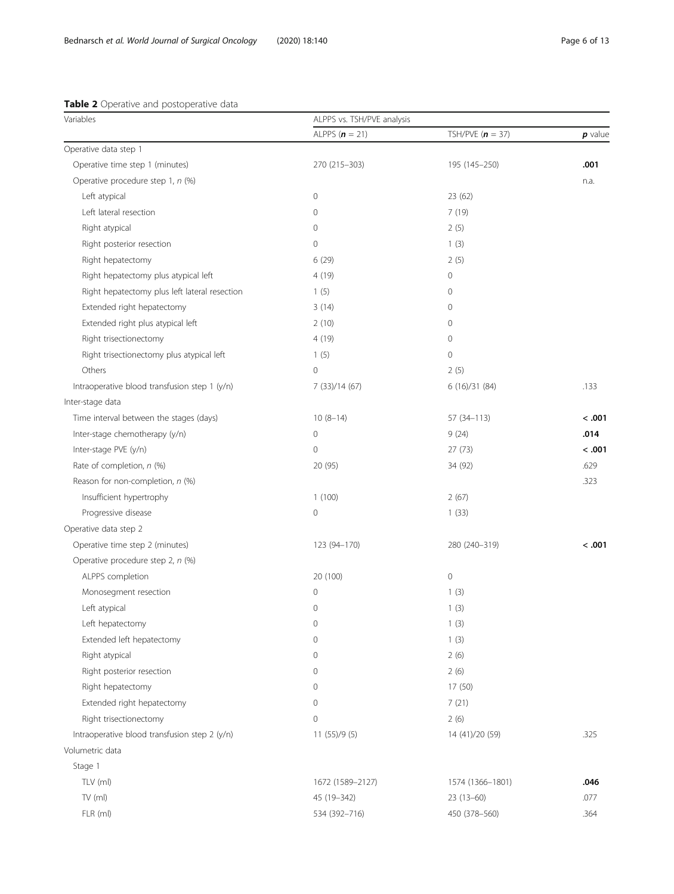**Table 2** Operative and postoperative data

| Variables | ALPPS vs. TSH/PVE analysis | | |
|---|---|---|---|
| | ALPPS (***n*** = 21) | TSH/PVE (***n*** = 37) | ***p*** value |
| Operative data step 1 | | | |
| Operative time step 1 (minutes) | 270 (215–303) | 195 (145–250) | **.001** |
| Operative procedure step 1, *n* (%) | | | n.a. |
| Left atypical | 0 | 23 (62) | |
| Left lateral resection | 0 | 7 (19) | |
| Right atypical | 0 | 2 (5) | |
| Right posterior resection | 0 | 1 (3) | |
| Right hepatectomy | 6 (29) | 2 (5) | |
| Right hepatectomy plus atypical left | 4 (19) | 0 | |
| Right hepatectomy plus left lateral resection | 1 (5) | 0 | |
| Extended right hepatectomy | 3 (14) | 0 | |
| Extended right plus atypical left | 2 (10) | 0 | |
| Right trisectionectomy | 4 (19) | 0 | |
| Right trisectionectomy plus atypical left | 1 (5) | 0 | |
| Others | 0 | 2 (5) | |
| Intraoperative blood transfusion step 1 (y/n) | 7 (33)/14 (67) | 6 (16)/31 (84) | .133 |
| Inter-stage data | | | |
| Time interval between the stages (days) | 10 (8–14) | 57 (34–113) | **< .001** |
| Inter-stage chemotherapy (y/n) | 0 | 9 (24) | **.014** |
| Inter-stage PVE (y/n) | 0 | 27 (73) | **< .001** |
| Rate of completion, *n* (%) | 20 (95) | 34 (92) | .629 |
| Reason for non-completion, *n* (%) | | | .323 |
| Insufficient hypertrophy | 1 (100) | 2 (67) | |
| Progressive disease | 0 | 1 (33) | |
| Operative data step 2 | | | |
| Operative time step 2 (minutes) | 123 (94–170) | 280 (240–319) | **< .001** |
| Operative procedure step 2, *n* (%) | | | |
| ALPPS completion | 20 (100) | 0 | |
| Monosegment resection | 0 | 1 (3) | |
| Left atypical | 0 | 1 (3) | |
| Left hepatectomy | 0 | 1 (3) | |
| Extended left hepatectomy | 0 | 1 (3) | |
| Right atypical | 0 | 2 (6) | |
| Right posterior resection | 0 | 2 (6) | |
| Right hepatectomy | 0 | 17 (50) | |
| Extended right hepatectomy | 0 | 7 (21) | |
| Right trisectionectomy | 0 | 2 (6) | |
| Intraoperative blood transfusion step 2 (y/n) | 11 (55)/9 (5) | 14 (41)/20 (59) | .325 |
| Volumetric data | | | |
| Stage 1 | | | |
| TLV (ml) | 1672 (1589–2127) | 1574 (1366–1801) | **.046** |
| TV (ml) | 45 (19–342) | 23 (13–60) | .077 |
| FLR (ml) | 534 (392–716) | 450 (378–560) | .364 |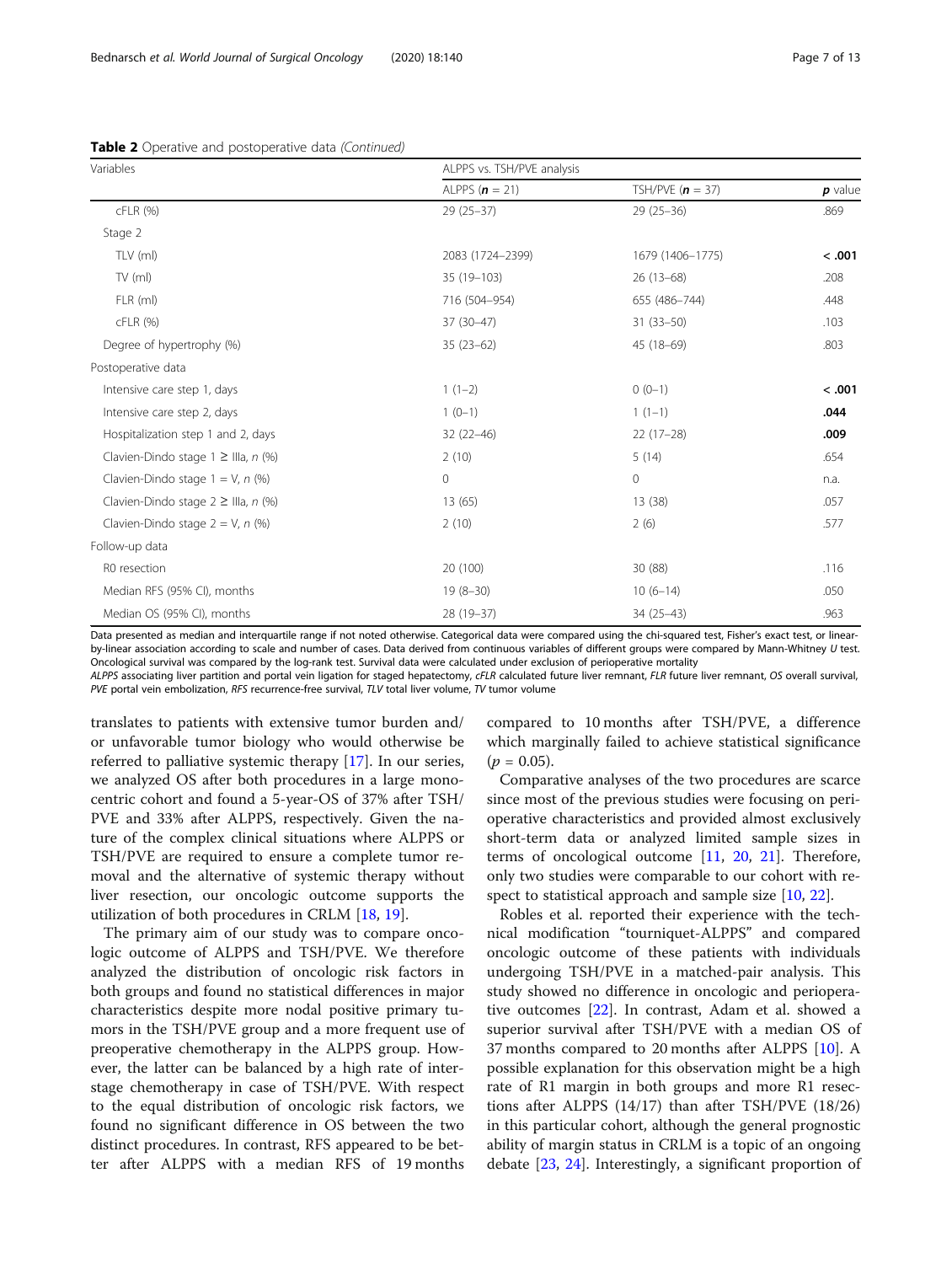**Table 2** Operative and postoperative data *(Continued)*

| Variables | ALPPS vs. TSH/PVE analysis | | |
|---|---|---|---|
| | ALPPS (***n*** = 21) | TSH/PVE (***n*** = 37) | ***p*** value |
| cFLR (%) | 29 (25–37) | 29 (25–36) | .869 |
| Stage 2 | | | |
| TLV (ml) | 2083 (1724–2399) | 1679 (1406–1775) | **< .001** |
| TV (ml) | 35 (19–103) | 26 (13–68) | .208 |
| FLR (ml) | 716 (504–954) | 655 (486–744) | .448 |
| cFLR (%) | 37 (30–47) | 31 (33–50) | .103 |
| Degree of hypertrophy (%) | 35 (23–62) | 45 (18–69) | .803 |
| Postoperative data | | | |
| Intensive care step 1, days | 1 (1–2) | 0 (0–1) | **< .001** |
| Intensive care step 2, days | 1 (0–1) | 1 (1–1) | **.044** |
| Hospitalization step 1 and 2, days | 32 (22–46) | 22 (17–28) | **.009** |
| Clavien-Dindo stage 1 ≥ IIIa, *n* (%) | 2 (10) | 5 (14) | .654 |
| Clavien-Dindo stage 1 = V, *n* (%) | 0 | 0 | n.a. |
| Clavien-Dindo stage 2 ≥ IIIa, *n* (%) | 13 (65) | 13 (38) | .057 |
| Clavien-Dindo stage 2 = V, *n* (%) | 2 (10) | 2 (6) | .577 |
| Follow-up data | | | |
| R0 resection | 20 (100) | 30 (88) | .116 |
| Median RFS (95% CI), months | 19 (8–30) | 10 (6–14) | .050 |
| Median OS (95% CI), months | 28 (19–37) | 34 (25–43) | .963 |

Data presented as median and interquartile range if not noted otherwise. Categorical data were compared using the chi-squared test, Fisher's exact test, or linear-by-linear association according to scale and number of cases. Data derived from continuous variables of different groups were compared by Mann-Whitney *U* test. Oncological survival was compared by the log-rank test. Survival data were calculated under exclusion of perioperative mortality

*ALPPS* associating liver partition and portal vein ligation for staged hepatectomy, *cFLR* calculated future liver remnant, *FLR* future liver remnant, *OS* overall survival, *PVE* portal vein embolization, *RFS* recurrence-free survival, *TLV* total liver volume, *TV* tumor volume

translates to patients with extensive tumor burden and/or unfavorable tumor biology who would otherwise be referred to palliative systemic therapy [17]. In our series, we analyzed OS after both procedures in a large monocentric cohort and found a 5-year-OS of 37% after TSH/PVE and 33% after ALPPS, respectively. Given the nature of the complex clinical situations where ALPPS or TSH/PVE are required to ensure a complete tumor removal and the alternative of systemic therapy without liver resection, our oncologic outcome supports the utilization of both procedures in CRLM [18, 19].

The primary aim of our study was to compare oncologic outcome of ALPPS and TSH/PVE. We therefore analyzed the distribution of oncologic risk factors in both groups and found no statistical differences in major characteristics despite more nodal positive primary tumors in the TSH/PVE group and a more frequent use of preoperative chemotherapy in the ALPPS group. However, the latter can be balanced by a high rate of interstage chemotherapy in case of TSH/PVE. With respect to the equal distribution of oncologic risk factors, we found no significant difference in OS between the two distinct procedures. In contrast, RFS appeared to be better after ALPPS with a median RFS of 19 months compared to 10 months after TSH/PVE, a difference which marginally failed to achieve statistical significance ($p = 0.05$).

Comparative analyses of the two procedures are scarce since most of the previous studies were focusing on perioperative characteristics and provided almost exclusively short-term data or analyzed limited sample sizes in terms of oncological outcome [11, 20, 21]. Therefore, only two studies were comparable to our cohort with respect to statistical approach and sample size [10, 22].

Robles et al. reported their experience with the technical modification "tourniquet-ALPPS" and compared oncologic outcome of these patients with individuals undergoing TSH/PVE in a matched-pair analysis. This study showed no difference in oncologic and perioperative outcomes [22]. In contrast, Adam et al. showed a superior survival after TSH/PVE with a median OS of 37 months compared to 20 months after ALPPS [10]. A possible explanation for this observation might be a high rate of R1 margin in both groups and more R1 resections after ALPPS (14/17) than after TSH/PVE (18/26) in this particular cohort, although the general prognostic ability of margin status in CRLM is a topic of an ongoing debate [23, 24]. Interestingly, a significant proportion of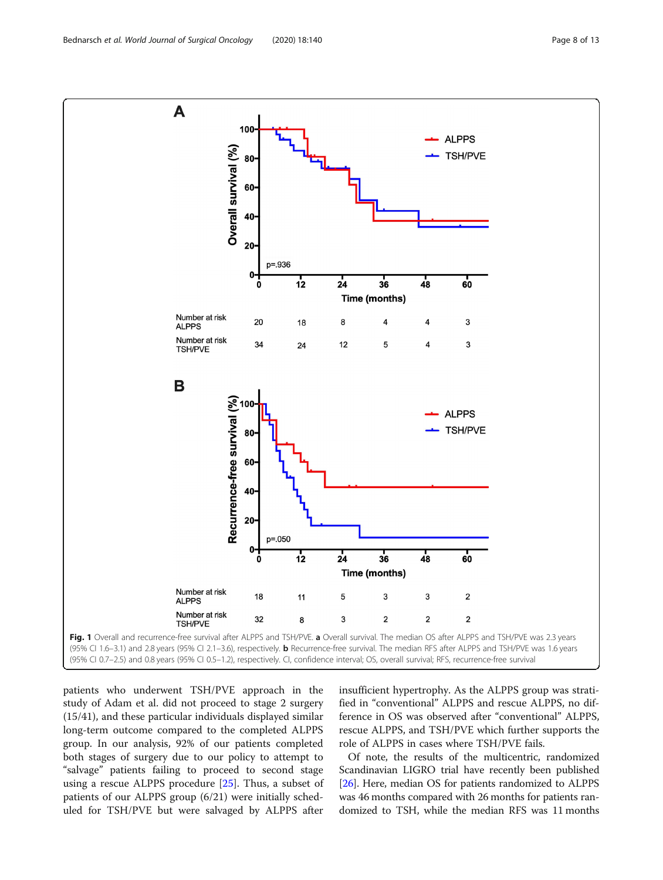**Fig. 1** Overall and recurrence-free survival after ALPPS and TSH/PVE. **a** Overall survival. The median OS after ALPPS and TSH/PVE was 2.3 years (95% CI 1.6–3.1) and 2.8 years (95% CI 2.1–3.6), respectively. **b** Recurrence-free survival. The median RFS after ALPPS and TSH/PVE was 1.6 years (95% CI 0.7–2.5) and 0.8 years (95% CI 0.5–1.2), respectively. CI, confidence interval; OS, overall survival; RFS, recurrence-free survival

patients who underwent TSH/PVE approach in the study of Adam et al. did not proceed to stage 2 surgery (15/41), and these particular individuals displayed similar long-term outcome compared to the completed ALPPS group. In our analysis, 92% of our patients completed both stages of surgery due to our policy to attempt to "salvage" patients failing to proceed to second stage using a rescue ALPPS procedure [25]. Thus, a subset of patients of our ALPPS group (6/21) were initially scheduled for TSH/PVE but were salvaged by ALPPS after insufficient hypertrophy. As the ALPPS group was stratified in "conventional" ALPPS and rescue ALPPS, no difference in OS was observed after "conventional" ALPPS, rescue ALPPS, and TSH/PVE which further supports the role of ALPPS in cases where TSH/PVE fails.

Of note, the results of the multicentric, randomized Scandinavian LIGRO trial have recently been published [26]. Here, median OS for patients randomized to ALPPS was 46 months compared with 26 months for patients randomized to TSH, while the median RFS was 11 months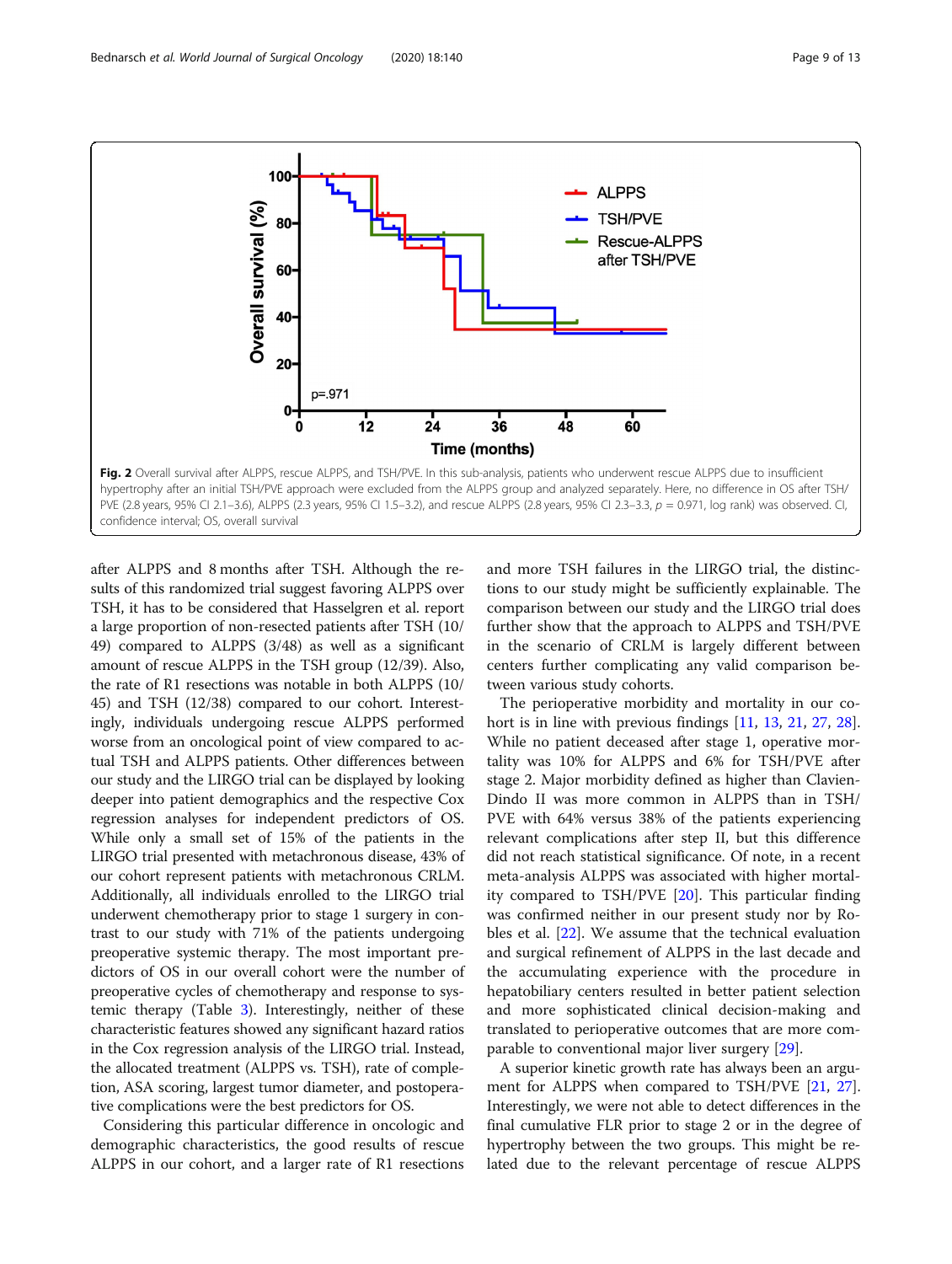**Fig. 2** Overall survival after ALPPS, rescue ALPPS, and TSH/PVE. In this sub-analysis, patients who underwent rescue ALPPS due to insufficient hypertrophy after an initial TSH/PVE approach were excluded from the ALPPS group and analyzed separately. Here, no difference in OS after TSH/PVE (2.8 years, 95% CI 2.1–3.6), ALPPS (2.3 years, 95% CI 1.5–3.2), and rescue ALPPS (2.8 years, 95% CI 2.3–3.3, $p = 0.971$, log rank) was observed. CI, confidence interval; OS, overall survival

after ALPPS and 8 months after TSH. Although the results of this randomized trial suggest favoring ALPPS over TSH, it has to be considered that Hasselgren et al. report a large proportion of non-resected patients after TSH (10/49) compared to ALPPS (3/48) as well as a significant amount of rescue ALPPS in the TSH group (12/39). Also, the rate of R1 resections was notable in both ALPPS (10/45) and TSH (12/38) compared to our cohort. Interestingly, individuals undergoing rescue ALPPS performed worse from an oncological point of view compared to actual TSH and ALPPS patients. Other differences between our study and the LIRGO trial can be displayed by looking deeper into patient demographics and the respective Cox regression analyses for independent predictors of OS. While only a small set of 15% of the patients in the LIRGO trial presented with metachronous disease, 43% of our cohort represent patients with metachronous CRLM. Additionally, all individuals enrolled to the LIRGO trial underwent chemotherapy prior to stage 1 surgery in contrast to our study with 71% of the patients undergoing preoperative systemic therapy. The most important predictors of OS in our overall cohort were the number of preoperative cycles of chemotherapy and response to systemic therapy (Table 3). Interestingly, neither of these characteristic features showed any significant hazard ratios in the Cox regression analysis of the LIRGO trial. Instead, the allocated treatment (ALPPS vs. TSH), rate of completion, ASA scoring, largest tumor diameter, and postoperative complications were the best predictors for OS.

Considering this particular difference in oncologic and demographic characteristics, the good results of rescue ALPPS in our cohort, and a larger rate of R1 resections and more TSH failures in the LIRGO trial, the distinctions to our study might be sufficiently explainable. The comparison between our study and the LIRGO trial does further show that the approach to ALPPS and TSH/PVE in the scenario of CRLM is largely different between centers further complicating any valid comparison between various study cohorts.

The perioperative morbidity and mortality in our cohort is in line with previous findings [11, 13, 21, 27, 28]. While no patient deceased after stage 1, operative mortality was 10% for ALPPS and 6% for TSH/PVE after stage 2. Major morbidity defined as higher than Clavien-Dindo II was more common in ALPPS than in TSH/PVE with 64% versus 38% of the patients experiencing relevant complications after step II, but this difference did not reach statistical significance. Of note, in a recent meta-analysis ALPPS was associated with higher mortality compared to TSH/PVE [20]. This particular finding was confirmed neither in our present study nor by Robles et al. [22]. We assume that the technical evaluation and surgical refinement of ALPPS in the last decade and the accumulating experience with the procedure in hepatobiliary centers resulted in better patient selection and more sophisticated clinical decision-making and translated to perioperative outcomes that are more comparable to conventional major liver surgery [29].

A superior kinetic growth rate has always been an argument for ALPPS when compared to TSH/PVE [21, 27]. Interestingly, we were not able to detect differences in the final cumulative FLR prior to stage 2 or in the degree of hypertrophy between the two groups. This might be related due to the relevant percentage of rescue ALPPS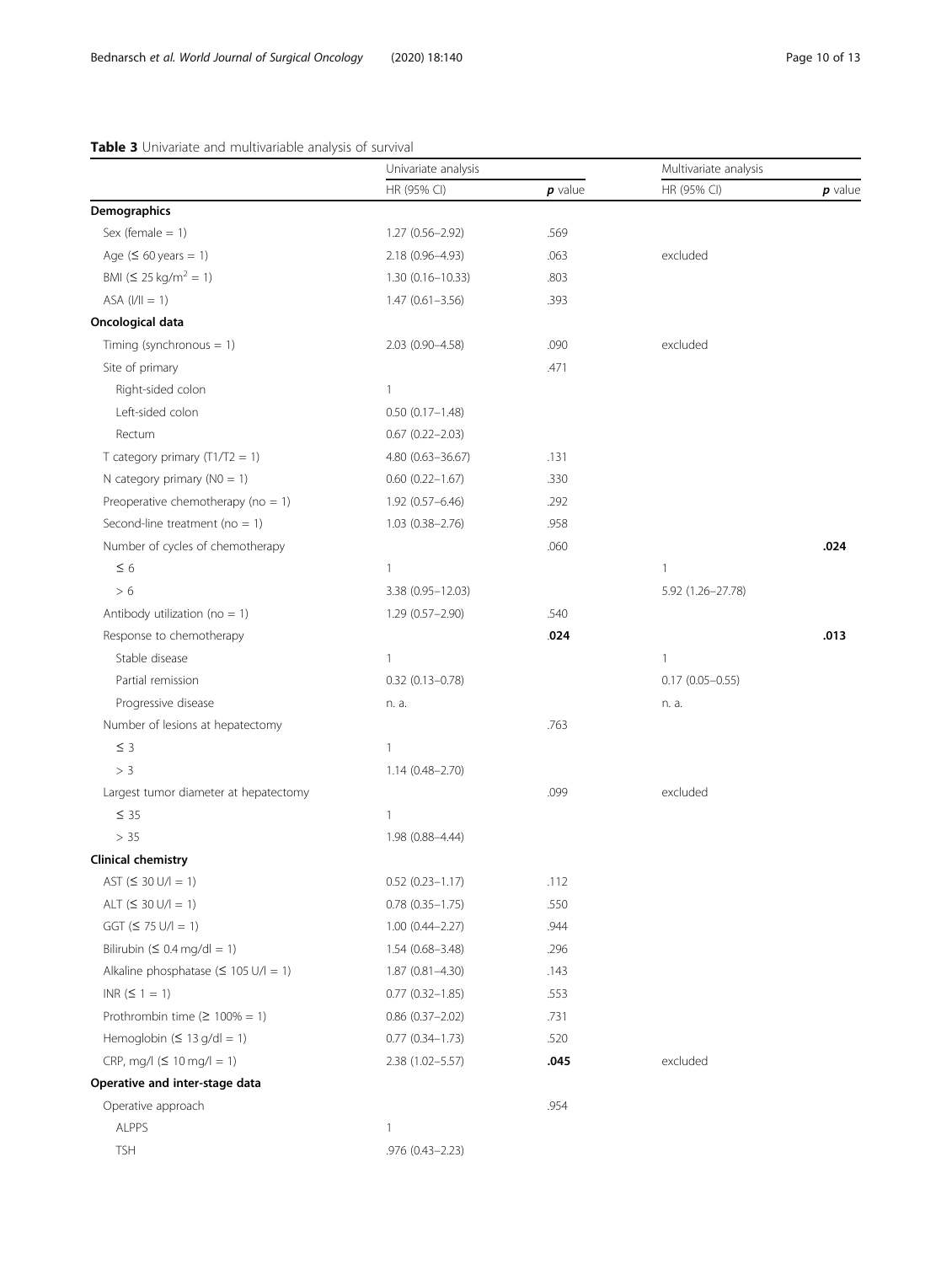**Table 3** Univariate and multivariable analysis of survival

| | Univariate analysis | | Multivariate analysis | |
|---|---|---|---|---|
| | HR (95% CI) | ***p* value** | HR (95% CI) | ***p* value** |
| **Demographics** | | | | |
| Sex (female = 1) | 1.27 (0.56–2.92) | .569 | | |
| Age (≤ 60 years = 1) | 2.18 (0.96–4.93) | .063 | excluded | |
| BMI (≤ 25 kg/m$^2$ = 1) | 1.30 (0.16–10.33) | .803 | | |
| ASA (I/II = 1) | 1.47 (0.61–3.56) | .393 | | |
| **Oncological data** | | | | |
| Timing (synchronous = 1) | 2.03 (0.90–4.58) | .090 | excluded | |
| Site of primary | | .471 | | |
| Right-sided colon | 1 | | | |
| Left-sided colon | 0.50 (0.17–1.48) | | | |
| Rectum | 0.67 (0.22–2.03) | | | |
| T category primary (T1/T2 = 1) | 4.80 (0.63–36.67) | .131 | | |
| N category primary (N0 = 1) | 0.60 (0.22–1.67) | .330 | | |
| Preoperative chemotherapy (no = 1) | 1.92 (0.57–6.46) | .292 | | |
| Second-line treatment (no = 1) | 1.03 (0.38–2.76) | .958 | | |
| Number of cycles of chemotherapy | | .060 | | **.024** |
| ≤ 6 | 1 | | 1 | |
| > 6 | 3.38 (0.95–12.03) | | 5.92 (1.26–27.78) | |
| Antibody utilization (no = 1) | 1.29 (0.57–2.90) | .540 | | |
| Response to chemotherapy | | **.024** | | **.013** |
| Stable disease | 1 | | 1 | |
| Partial remission | 0.32 (0.13–0.78) | | 0.17 (0.05–0.55) | |
| Progressive disease | n. a. | | n. a. | |
| Number of lesions at hepatectomy | | .763 | | |
| ≤ 3 | 1 | | | |
| > 3 | 1.14 (0.48–2.70) | | | |
| Largest tumor diameter at hepatectomy | | .099 | excluded | |
| ≤ 35 | 1 | | | |
| > 35 | 1.98 (0.88–4.44) | | | |
| **Clinical chemistry** | | | | |
| AST (≤ 30 U/l = 1) | 0.52 (0.23–1.17) | .112 | | |
| ALT (≤ 30 U/l = 1) | 0.78 (0.35–1.75) | .550 | | |
| GGT (≤ 75 U/l = 1) | 1.00 (0.44–2.27) | .944 | | |
| Bilirubin (≤ 0.4 mg/dl = 1) | 1.54 (0.68–3.48) | .296 | | |
| Alkaline phosphatase (≤ 105 U/l = 1) | 1.87 (0.81–4.30) | .143 | | |
| INR (≤ 1 = 1) | 0.77 (0.32–1.85) | .553 | | |
| Prothrombin time (≥ 100% = 1) | 0.86 (0.37–2.02) | .731 | | |
| Hemoglobin (≤ 13 g/dl = 1) | 0.77 (0.34–1.73) | .520 | | |
| CRP, mg/l (≤ 10 mg/l = 1) | 2.38 (1.02–5.57) | **.045** | excluded | |
| **Operative and inter-stage data** | | | | |
| Operative approach | | .954 | | |
| ALPPS | 1 | | | |
| TSH | .976 (0.43–2.23) | | | |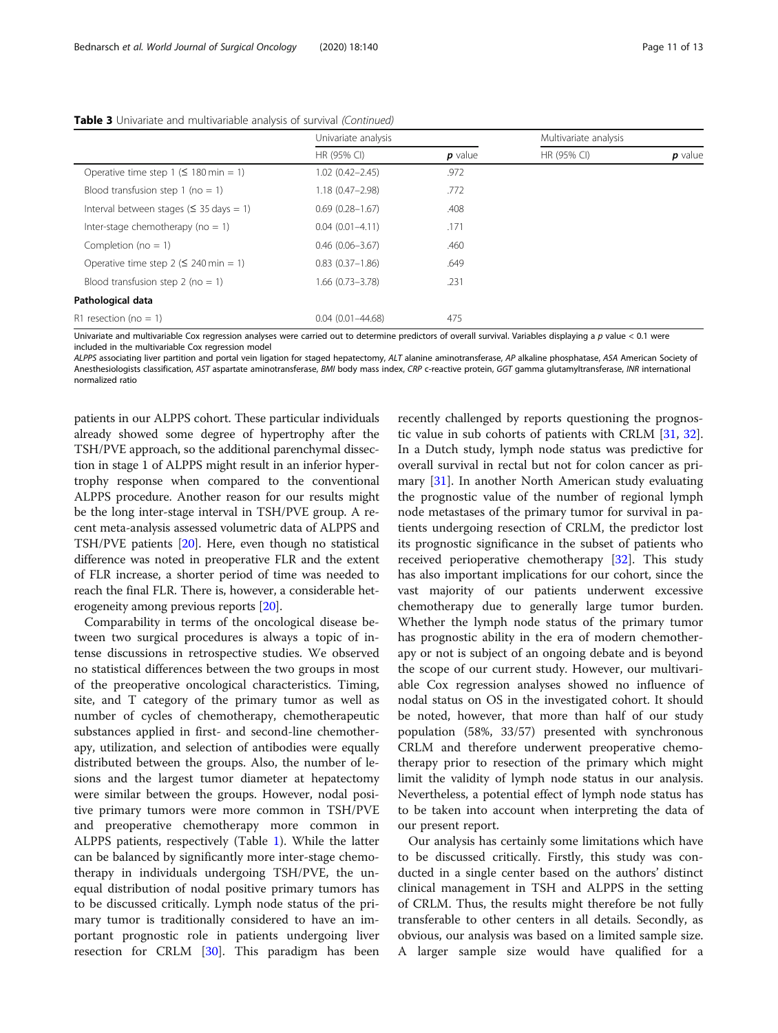**Table 3** Univariate and multivariable analysis of survival *(Continued)*

| | Univariate analysis | | Multivariate analysis | |
|---|---|---|---|---|
| | HR (95% CI) | ***p*** **value** | HR (95% CI) | ***p*** **value** |
| Operative time step 1 (≤ 180 min = 1) | 1.02 (0.42–2.45) | .972 | | |
| Blood transfusion step 1 (no = 1) | 1.18 (0.47–2.98) | .772 | | |
| Interval between stages (≤ 35 days = 1) | 0.69 (0.28–1.67) | .408 | | |
| Inter-stage chemotherapy (no = 1) | 0.04 (0.01–4.11) | .171 | | |
| Completion (no = 1) | 0.46 (0.06–3.67) | .460 | | |
| Operative time step 2 (≤ 240 min = 1) | 0.83 (0.37–1.86) | .649 | | |
| Blood transfusion step 2 (no = 1) | 1.66 (0.73–3.78) | .231 | | |
| **Pathological data** | | | | |
| R1 resection (no = 1) | 0.04 (0.01–44.68) | 475 | | |

Univariate and multivariable Cox regression analyses were carried out to determine predictors of overall survival. Variables displaying a *p* value < 0.1 were included in the multivariable Cox regression model

*ALPPS* associating liver partition and portal vein ligation for staged hepatectomy, *ALT* alanine aminotransferase, *AP* alkaline phosphatase, *ASA* American Society of Anesthesiologists classification, *AST* aspartate aminotransferase, *BMI* body mass index, *CRP* c-reactive protein, *GGT* gamma glutamyltransferase, *INR* international normalized ratio

patients in our ALPPS cohort. These particular individuals already showed some degree of hypertrophy after the TSH/PVE approach, so the additional parenchymal dissection in stage 1 of ALPPS might result in an inferior hypertrophy response when compared to the conventional ALPPS procedure. Another reason for our results might be the long inter-stage interval in TSH/PVE group. A recent meta-analysis assessed volumetric data of ALPPS and TSH/PVE patients [20]. Here, even though no statistical difference was noted in preoperative FLR and the extent of FLR increase, a shorter period of time was needed to reach the final FLR. There is, however, a considerable heterogeneity among previous reports [20].

Comparability in terms of the oncological disease between two surgical procedures is always a topic of intense discussions in retrospective studies. We observed no statistical differences between the two groups in most of the preoperative oncological characteristics. Timing, site, and T category of the primary tumor as well as number of cycles of chemotherapy, chemotherapeutic substances applied in first- and second-line chemotherapy, utilization, and selection of antibodies were equally distributed between the groups. Also, the number of lesions and the largest tumor diameter at hepatectomy were similar between the groups. However, nodal positive primary tumors were more common in TSH/PVE and preoperative chemotherapy more common in ALPPS patients, respectively (Table 1). While the latter can be balanced by significantly more inter-stage chemotherapy in individuals undergoing TSH/PVE, the unequal distribution of nodal positive primary tumors has to be discussed critically. Lymph node status of the primary tumor is traditionally considered to have an important prognostic role in patients undergoing liver resection for CRLM [30]. This paradigm has been recently challenged by reports questioning the prognostic value in sub cohorts of patients with CRLM [31, 32]. In a Dutch study, lymph node status was predictive for overall survival in rectal but not for colon cancer as primary [31]. In another North American study evaluating the prognostic value of the number of regional lymph node metastases of the primary tumor for survival in patients undergoing resection of CRLM, the predictor lost its prognostic significance in the subset of patients who received perioperative chemotherapy [32]. This study has also important implications for our cohort, since the vast majority of our patients underwent excessive chemotherapy due to generally large tumor burden. Whether the lymph node status of the primary tumor has prognostic ability in the era of modern chemotherapy or not is subject of an ongoing debate and is beyond the scope of our current study. However, our multivariable Cox regression analyses showed no influence of nodal status on OS in the investigated cohort. It should be noted, however, that more than half of our study population (58%, 33/57) presented with synchronous CRLM and therefore underwent preoperative chemotherapy prior to resection of the primary which might limit the validity of lymph node status in our analysis. Nevertheless, a potential effect of lymph node status has to be taken into account when interpreting the data of our present report.

Our analysis has certainly some limitations which have to be discussed critically. Firstly, this study was conducted in a single center based on the authors' distinct clinical management in TSH and ALPPS in the setting of CRLM. Thus, the results might therefore be not fully transferable to other centers in all details. Secondly, as obvious, our analysis was based on a limited sample size. A larger sample size would have qualified for a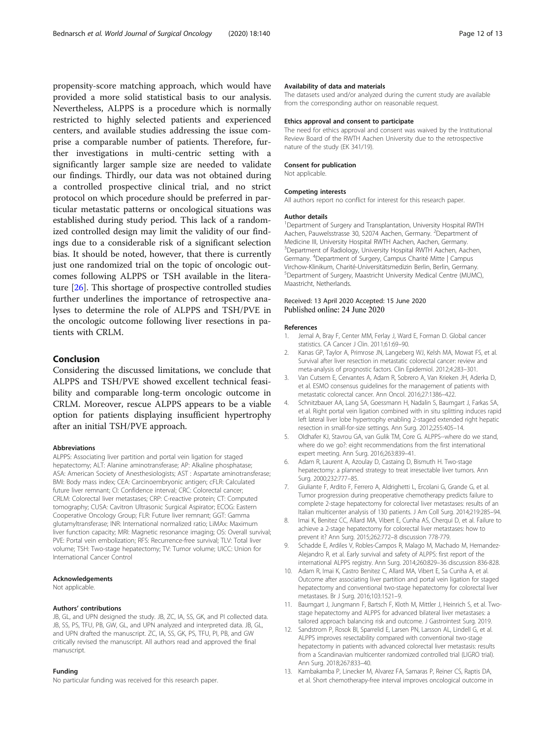propensity-score matching approach, which would have provided a more solid statistical basis to our analysis. Nevertheless, ALPPS is a procedure which is normally restricted to highly selected patients and experienced centers, and available studies addressing the issue comprise a comparable number of patients. Therefore, further investigations in multi-centric setting with a significantly larger sample size are needed to validate our findings. Thirdly, our data was not obtained during a controlled prospective clinical trial, and no strict protocol on which procedure should be preferred in particular metastatic patterns or oncological situations was established during study period. This lack of a randomized controlled design may limit the validity of our findings due to a considerable risk of a significant selection bias. It should be noted, however, that there is currently just one randomized trial on the topic of oncologic outcomes following ALPPS or TSH available in the literature [26]. This shortage of prospective controlled studies further underlines the importance of retrospective analyses to determine the role of ALPPS and TSH/PVE in the oncologic outcome following liver resections in patients with CRLM.

## Conclusion

Considering the discussed limitations, we conclude that ALPPS and TSH/PVE showed excellent technical feasibility and comparable long-term oncologic outcome in CRLM. Moreover, rescue ALPPS appears to be a viable option for patients displaying insufficient hypertrophy after an initial TSH/PVE approach.

#### Abbreviations

ALPPS: Associating liver partition and portal vein ligation for staged hepatectomy; ALT: Alanine aminotransferase; AP: Alkaline phosphatase; ASA: American Society of Anesthesiologists; AST : Aspartate aminotransferase; BMI: Body mass index; CEA: Carcinoembryonic antigen; cFLR: Calculated future liver remnant; CI: Confidence interval; CRC: Colorectal cancer; CRLM: Colorectal liver metastases; CRP: C-reactive protein; CT: Computed tomography; CUSA: Cavitron Ultrasonic Surgical Aspirator; ECOG: Eastern Cooperative Oncology Group; FLR: Future liver remnant; GGT: Gamma glutamyltransferase; INR: International normalized ratio; LiMAx: Maximum liver function capacity; MRI: Magnetic resonance imaging; OS: Overall survival; PVE: Portal vein embolization; RFS: Recurrence-free survival; TLV: Total liver volume; TSH: Two-stage hepatectomy; TV: Tumor volume; UICC: Union for International Cancer Control

#### Acknowledgements

Not applicable.

#### Authors' contributions

JB, GL, and UPN designed the study. JB, ZC, IA, SS, GK, and PI collected data. JB, SS, PS, TFU, PB, GW, GL, and UPN analyzed and interpreted data. JB, GL, and UPN drafted the manuscript. ZC, IA, SS, GK, PS, TFU, PI, PB, and GW critically revised the manuscript. All authors read and approved the final manuscript.

#### Funding

No particular funding was received for this research paper.

#### Availability of data and materials

The datasets used and/or analyzed during the current study are available from the corresponding author on reasonable request.

#### Ethics approval and consent to participate

The need for ethics approval and consent was waived by the Institutional Review Board of the RWTH Aachen University due to the retrospective nature of the study (EK 341/19).

#### Consent for publication

Not applicable.

#### Competing interests

All authors report no conflict for interest for this research paper.

#### Author details

[1]Department of Surgery and Transplantation, University Hospital RWTH Aachen, Pauwelsstrasse 30, 52074 Aachen, Germany. [2]Department of Medicine III, University Hospital RWTH Aachen, Aachen, Germany. [3]Department of Radiology, University Hospital RWTH Aachen, Aachen, Germany. [4]Department of Surgery, Campus Charité Mitte | Campus Virchow-Klinikum, Charité-Universitätsmedizin Berlin, Berlin, Germany. [5]Department of Surgery, Maastricht University Medical Centre (MUMC), Maastricht, Netherlands.

Received: 13 April 2020 Accepted: 15 June 2020
Published online: 24 June 2020

#### References

1. Jemal A, Bray F, Center MM, Ferlay J, Ward E, Forman D. Global cancer statistics. CA Cancer J Clin. 2011;61:69–90.
2. Kanas GP, Taylor A, Primrose JN, Langeberg WJ, Kelsh MA, Mowat FS, et al. Survival after liver resection in metastatic colorectal cancer: review and meta-analysis of prognostic factors. Clin Epidemiol. 2012;4:283–301.
3. Van Cutsem E, Cervantes A, Adam R, Sobrero A, Van Krieken JH, Aderka D, et al. ESMO consensus guidelines for the management of patients with metastatic colorectal cancer. Ann Oncol. 2016;27:1386–422.
4. Schnitzbauer AA, Lang SA, Goessmann H, Nadalin S, Baumgart J, Farkas SA, et al. Right portal vein ligation combined with in situ splitting induces rapid left lateral liver lobe hypertrophy enabling 2-staged extended right hepatic resection in small-for-size settings. Ann Surg. 2012;255:405–14.
5. Oldhafer KJ, Stavrou GA, van Gulik TM, Core G. ALPPS--where do we stand, where do we go?: eight recommendations from the first international expert meeting. Ann Surg. 2016;263:839–41.
6. Adam R, Laurent A, Azoulay D, Castaing D, Bismuth H. Two-stage hepatectomy: a planned strategy to treat irresectable liver tumors. Ann Surg. 2000;232:777–85.
7. Giuliante F, Ardito F, Ferrero A, Aldrighetti L, Ercolani G, Grande G, et al. Tumor progression during preoperative chemotherapy predicts failure to complete 2-stage hepatectomy for colorectal liver metastases: results of an Italian multicenter analysis of 130 patients. J Am Coll Surg. 2014;219:285–94.
8. Imai K, Benitez CC, Allard MA, Vibert E, Cunha AS, Cherqui D, et al. Failure to achieve a 2-stage hepatectomy for colorectal liver metastases: how to prevent it? Ann Surg. 2015;262:772–8 discussion 778-779.
9. Schadde E, Ardiles V, Robles-Campos R, Malago M, Machado M, Hernandez-Alejandro R, et al. Early survival and safety of ALPPS: first report of the international ALPPS registry. Ann Surg. 2014;260:829–36 discussion 836-828.
10. Adam R, Imai K, Castro Benitez C, Allard MA, Vibert E, Sa Cunha A, et al. Outcome after associating liver partition and portal vein ligation for staged hepatectomy and conventional two-stage hepatectomy for colorectal liver metastases. Br J Surg. 2016;103:1521–9.
11. Baumgart J, Jungmann F, Bartsch F, Kloth M, Mittler J, Heinrich S, et al. Two-stage hepatectomy and ALPPS for advanced bilateral liver metastases: a tailored approach balancing risk and outcome. J Gastrointest Surg. 2019.
12. Sandstrom P, Rosok BI, Sparrelid E, Larsen PN, Larsson AL, Lindell G, et al. ALPPS improves resectability compared with conventional two-stage hepatectomy in patients with advanced colorectal liver metastasis: results from a Scandinavian multicenter randomized controlled trial (LIGRO trial). Ann Surg. 2018;267:833–40.
13. Kambakamba P, Linecker M, Alvarez FA, Samaras P, Reiner CS, Raptis DA, et al. Short chemotherapy-free interval improves oncological outcome in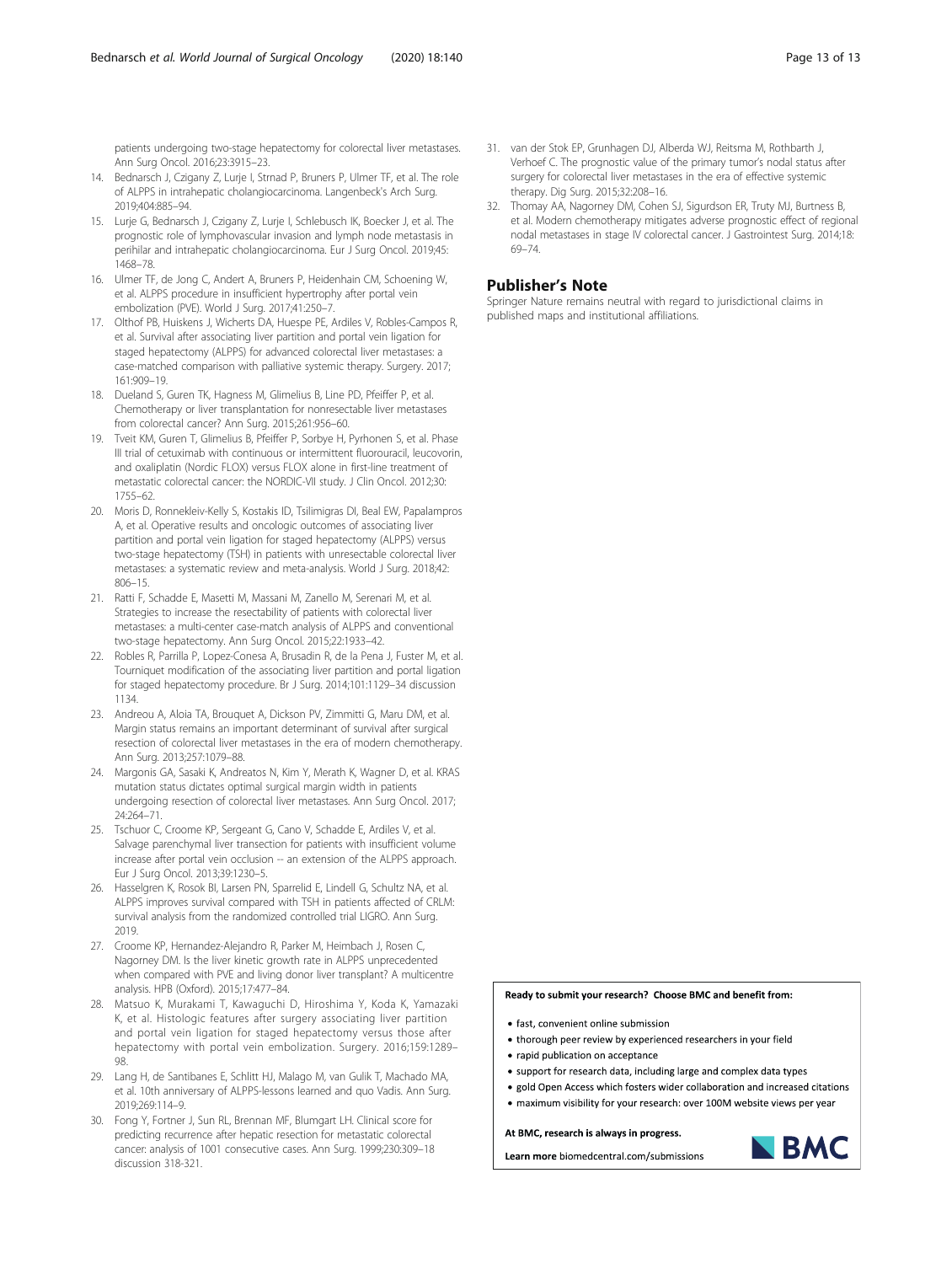patients undergoing two-stage hepatectomy for colorectal liver metastases. Ann Surg Oncol. 2016;23:3915–23.

14. Bednarsch J, Czigany Z, Lurje I, Strnad P, Bruners P, Ulmer TF, et al. The role of ALPPS in intrahepatic cholangiocarcinoma. Langenbeck's Arch Surg. 2019;404:885–94.
15. Lurje G, Bednarsch J, Czigany Z, Lurje I, Schlebusch IK, Boecker J, et al. The prognostic role of lymphovascular invasion and lymph node metastasis in perihilar and intrahepatic cholangiocarcinoma. Eur J Surg Oncol. 2019;45:1468–78.
16. Ulmer TF, de Jong C, Andert A, Bruners P, Heidenhain CM, Schoening W, et al. ALPPS procedure in insufficient hypertrophy after portal vein embolization (PVE). World J Surg. 2017;41:250–7.
17. Olthof PB, Huiskens J, Wicherts DA, Huespe PE, Ardiles V, Robles-Campos R, et al. Survival after associating liver partition and portal vein ligation for staged hepatectomy (ALPPS) for advanced colorectal liver metastases: a case-matched comparison with palliative systemic therapy. Surgery. 2017;161:909–19.
18. Dueland S, Guren TK, Hagness M, Glimelius B, Line PD, Pfeiffer P, et al. Chemotherapy or liver transplantation for nonresectable liver metastases from colorectal cancer? Ann Surg. 2015;261:956–60.
19. Tveit KM, Guren T, Glimelius B, Pfeiffer P, Sorbye H, Pyrhonen S, et al. Phase III trial of cetuximab with continuous or intermittent fluorouracil, leucovorin, and oxaliplatin (Nordic FLOX) versus FLOX alone in first-line treatment of metastatic colorectal cancer: the NORDIC-VII study. J Clin Oncol. 2012;30:1755–62.
20. Moris D, Ronnekleiv-Kelly S, Kostakis ID, Tsilimigras DI, Beal EW, Papalampros A, et al. Operative results and oncologic outcomes of associating liver partition and portal vein ligation for staged hepatectomy (ALPPS) versus two-stage hepatectomy (TSH) in patients with unresectable colorectal liver metastases: a systematic review and meta-analysis. World J Surg. 2018;42:806–15.
21. Ratti F, Schadde E, Masetti M, Massani M, Zanello M, Serenari M, et al. Strategies to increase the resectability of patients with colorectal liver metastases: a multi-center case-match analysis of ALPPS and conventional two-stage hepatectomy. Ann Surg Oncol. 2015;22:1933–42.
22. Robles R, Parrilla P, Lopez-Conesa A, Brusadin R, de la Pena J, Fuster M, et al. Tourniquet modification of the associating liver partition and portal ligation for staged hepatectomy procedure. Br J Surg. 2014;101:1129–34 discussion 1134.
23. Andreou A, Aloia TA, Brouquet A, Dickson PV, Zimmitti G, Maru DM, et al. Margin status remains an important determinant of survival after surgical resection of colorectal liver metastases in the era of modern chemotherapy. Ann Surg. 2013;257:1079–88.
24. Margonis GA, Sasaki K, Andreatos N, Kim Y, Merath K, Wagner D, et al. KRAS mutation status dictates optimal surgical margin width in patients undergoing resection of colorectal liver metastases. Ann Surg Oncol. 2017;24:264–71.
25. Tschuor C, Croome KP, Sergeant G, Cano V, Schadde E, Ardiles V, et al. Salvage parenchymal liver transection for patients with insufficient volume increase after portal vein occlusion -- an extension of the ALPPS approach. Eur J Surg Oncol. 2013;39:1230–5.
26. Hasselgren K, Rosok BI, Larsen PN, Sparrelid E, Lindell G, Schultz NA, et al. ALPPS improves survival compared with TSH in patients affected of CRLM: survival analysis from the randomized controlled trial LIGRO. Ann Surg. 2019.
27. Croome KP, Hernandez-Alejandro R, Parker M, Heimbach J, Rosen C, Nagorney DM. Is the liver kinetic growth rate in ALPPS unprecedented when compared with PVE and living donor liver transplant? A multicentre analysis. HPB (Oxford). 2015;17:477–84.
28. Matsuo K, Murakami T, Kawaguchi D, Hiroshima Y, Koda K, Yamazaki K, et al. Histologic features after surgery associating liver partition and portal vein ligation for staged hepatectomy versus those after hepatectomy with portal vein embolization. Surgery. 2016;159:1289–98.
29. Lang H, de Santibanes E, Schlitt HJ, Malago M, van Gulik T, Machado MA, et al. 10th anniversary of ALPPS-lessons learned and quo Vadis. Ann Surg. 2019;269:114–9.
30. Fong Y, Fortner J, Sun RL, Brennan MF, Blumgart LH. Clinical score for predicting recurrence after hepatic resection for metastatic colorectal cancer: analysis of 1001 consecutive cases. Ann Surg. 1999;230:309–18 discussion 318-321.
31. van der Stok EP, Grunhagen DJ, Alberda WJ, Reitsma M, Rothbarth J, Verhoef C. The prognostic value of the primary tumor's nodal status after surgery for colorectal liver metastases in the era of effective systemic therapy. Dig Surg. 2015;32:208–16.
32. Thomay AA, Nagorney DM, Cohen SJ, Sigurdson ER, Truty MJ, Burtness B, et al. Modern chemotherapy mitigates adverse prognostic effect of regional nodal metastases in stage IV colorectal cancer. J Gastrointest Surg. 2014;18:69–74.

## Publisher's Note

Springer Nature remains neutral with regard to jurisdictional claims in published maps and institutional affiliations.

**Ready to submit your research? Choose BMC and benefit from:**

- fast, convenient online submission
- thorough peer review by experienced researchers in your field
- rapid publication on acceptance
- support for research data, including large and complex data types
- gold Open Access which fosters wider collaboration and increased citations
- maximum visibility for your research: over 100M website views per year

**At BMC, research is always in progress.**

**Learn more** biomedcentral.com/submissions

BMC